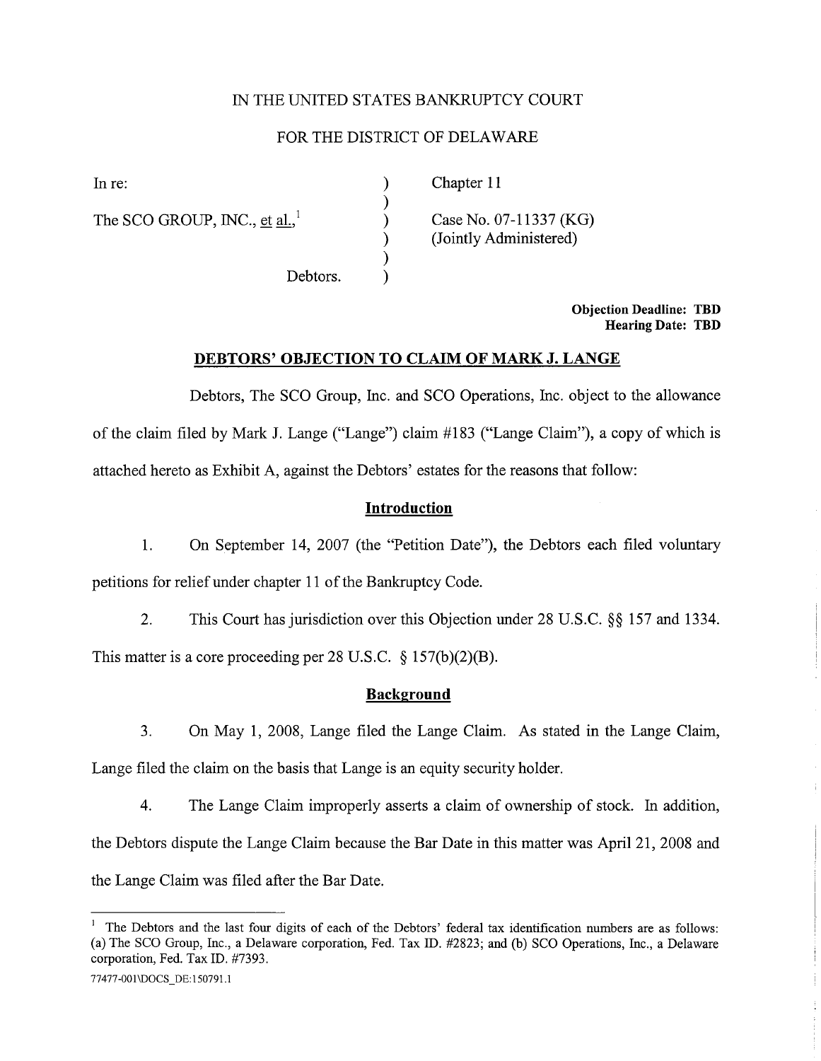IN THE UNITED STATES BANKRUPTCY COURT

FOR THE DISTRICT OF DELAWARE

| | | |
|---|---|---|
| In re: | ) | Chapter 11 |
| | ) | |
| The SCO GROUP, INC., et al.,[1] | ) | Case No. 07-11337 (KG) |
| | ) | (Jointly Administered) |
| | ) | |
| Debtors. | ) | |

**Objection Deadline: TBD**
**Hearing Date: TBD**

**DEBTORS' OBJECTION TO CLAIM OF MARK J. LANGE**

Debtors, The SCO Group, Inc. and SCO Operations, Inc. object to the allowance of the claim filed by Mark J. Lange ("Lange") claim #183 ("Lange Claim"), a copy of which is attached hereto as Exhibit A, against the Debtors' estates for the reasons that follow:

**Introduction**

1. On September 14, 2007 (the "Petition Date"), the Debtors each filed voluntary petitions for relief under chapter 11 of the Bankruptcy Code.

2. This Court has jurisdiction over this Objection under 28 U.S.C. §§ 157 and 1334. This matter is a core proceeding per 28 U.S.C. § 157(b)(2)(B).

**Background**

3. On May 1, 2008, Lange filed the Lange Claim. As stated in the Lange Claim, Lange filed the claim on the basis that Lange is an equity security holder.

4. The Lange Claim improperly asserts a claim of ownership of stock. In addition, the Debtors dispute the Lange Claim because the Bar Date in this matter was April 21, 2008 and the Lange Claim was filed after the Bar Date.

---

[1] The Debtors and the last four digits of each of the Debtors' federal tax identification numbers are as follows: (a) The SCO Group, Inc., a Delaware corporation, Fed. Tax ID. #2823; and (b) SCO Operations, Inc., a Delaware corporation, Fed. Tax ID. #7393.

77477-001\DOCS_DE:150791.1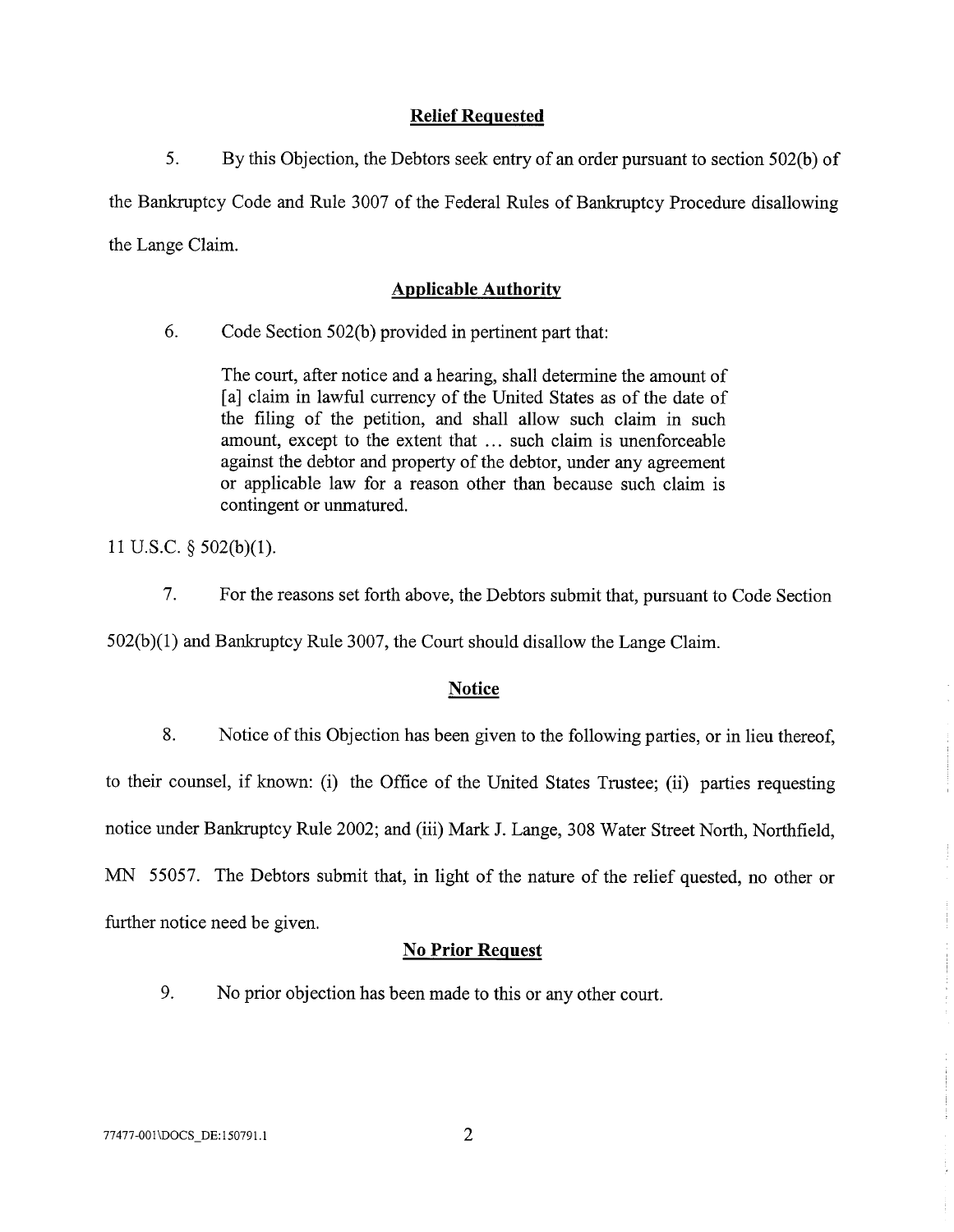## Relief Requested

5. By this Objection, the Debtors seek entry of an order pursuant to section 502(b) of the Bankruptcy Code and Rule 3007 of the Federal Rules of Bankruptcy Procedure disallowing the Lange Claim.

## Applicable Authority

6. Code Section 502(b) provided in pertinent part that:

> The court, after notice and a hearing, shall determine the amount of [a] claim in lawful currency of the United States as of the date of the filing of the petition, and shall allow such claim in such amount, except to the extent that ... such claim is unenforceable against the debtor and property of the debtor, under any agreement or applicable law for a reason other than because such claim is contingent or unmatured.

11 U.S.C. § 502(b)(1).

7. For the reasons set forth above, the Debtors submit that, pursuant to Code Section 502(b)(1) and Bankruptcy Rule 3007, the Court should disallow the Lange Claim.

## Notice

8. Notice of this Objection has been given to the following parties, or in lieu thereof, to their counsel, if known: (i) the Office of the United States Trustee; (ii) parties requesting notice under Bankruptcy Rule 2002; and (iii) Mark J. Lange, 308 Water Street North, Northfield, MN 55057. The Debtors submit that, in light of the nature of the relief quested, no other or further notice need be given.

## No Prior Request

9. No prior objection has been made to this or any other court.

77477-001\DOCS_DE:150791.1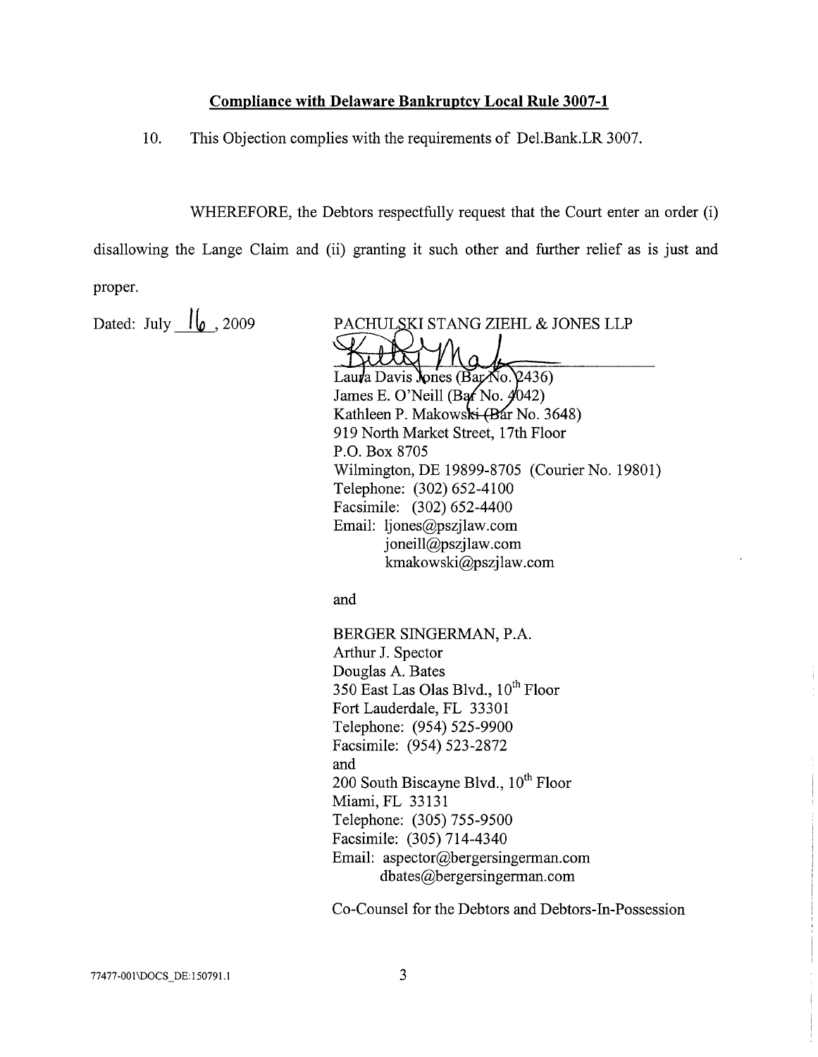**Compliance with Delaware Bankruptcy Local Rule 3007-1**

10. This Objection complies with the requirements of Del.Bank.LR 3007.

WHEREFORE, the Debtors respectfully request that the Court enter an order (i) disallowing the Lange Claim and (ii) granting it such other and further relief as is just and proper.

Dated: July 16, 2009

PACHULSKI STANG ZIEHL & JONES LLP

Laura Davis Jones (Bar No. 2436)
James E. O'Neill (Bar No. 4042)
Kathleen P. Makowski (Bar No. 3648)
919 North Market Street, 17th Floor
P.O. Box 8705
Wilmington, DE 19899-8705 (Courier No. 19801)
Telephone: (302) 652-4100
Facsimile: (302) 652-4400
Email: ljones@pszjlaw.com
joneill@pszjlaw.com
kmakowski@pszjlaw.com

and

BERGER SINGERMAN, P.A.
Arthur J. Spector
Douglas A. Bates
350 East Las Olas Blvd., 10th Floor
Fort Lauderdale, FL 33301
Telephone: (954) 525-9900
Facsimile: (954) 523-2872
and
200 South Biscayne Blvd., 10th Floor
Miami, FL 33131
Telephone: (305) 755-9500
Facsimile: (305) 714-4340
Email: aspector@bergersingerman.com
dbates@bergersingerman.com

Co-Counsel for the Debtors and Debtors-In-Possession

77477-001\DOCS_DE:150791.1